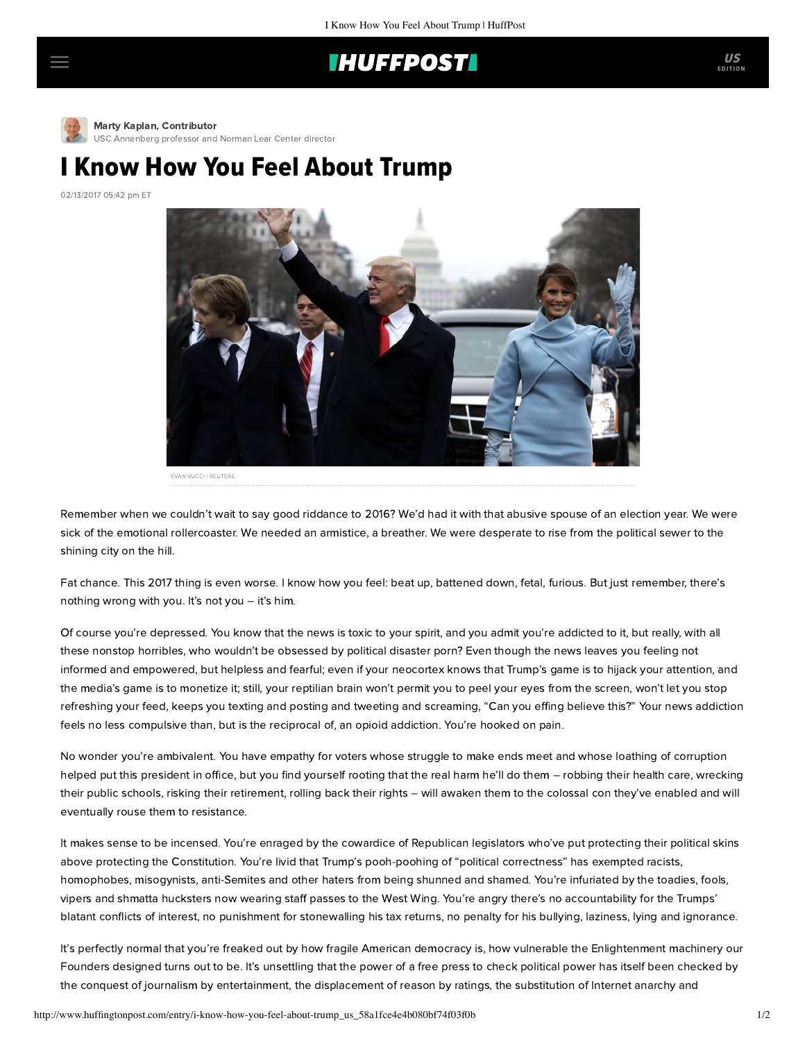Marty Kaplan, Contributor
USC Annenberg professor and Norman Lear Center director

# I Know How You Feel About Trump

02/13/2017 05:42 pm ET

EVAN VUCCI / REUTERS

Remember when we couldn't wait to say good riddance to 2016? We'd had it with that abusive spouse of an election year. We were sick of the emotional rollercoaster. We needed an armistice, a breather. We were desperate to rise from the political sewer to the shining city on the hill.

Fat chance. This 2017 thing is even worse. I know how you feel: beat up, battened down, fetal, furious. But just remember, there's nothing wrong with you. It's not you – it's him.

Of course you're depressed. You know that the news is toxic to your spirit, and you admit you're addicted to it, but really, with all these nonstop horribles, who wouldn't be obsessed by political disaster porn? Even though the news leaves you feeling not informed and empowered, but helpless and fearful; even if your neocortex knows that Trump's game is to hijack your attention, and the media's game is to monetize it; still, your reptilian brain won't permit you to peel your eyes from the screen, won't let you stop refreshing your feed, keeps you texting and posting and tweeting and screaming, "Can you effing believe this?" Your news addiction feels no less compulsive than, but is the reciprocal of, an opioid addiction. You're hooked on pain.

No wonder you're ambivalent. You have empathy for voters whose struggle to make ends meet and whose loathing of corruption helped put this president in office, but you find yourself rooting that the real harm he'll do them – robbing their health care, wrecking their public schools, risking their retirement, rolling back their rights – will awaken them to the colossal con they've enabled and will eventually rouse them to resistance.

It makes sense to be incensed. You're enraged by the cowardice of Republican legislators who've put protecting their political skins above protecting the Constitution. You're livid that Trump's pooh-poohing of "political correctness" has exempted racists, homophobes, misogynists, anti-Semites and other haters from being shunned and shamed. You're infuriated by the toadies, fools, vipers and shmatta hucksters now wearing staff passes to the West Wing. You're angry there's no accountability for the Trumps' blatant conflicts of interest, no punishment for stonewalling his tax returns, no penalty for his bullying, laziness, lying and ignorance.

It's perfectly normal that you're freaked out by how fragile American democracy is, how vulnerable the Enlightenment machinery our Founders designed turns out to be. It's unsettling that the power of a free press to check political power has itself been checked by the conquest of journalism by entertainment, the displacement of reason by ratings, the substitution of Internet anarchy and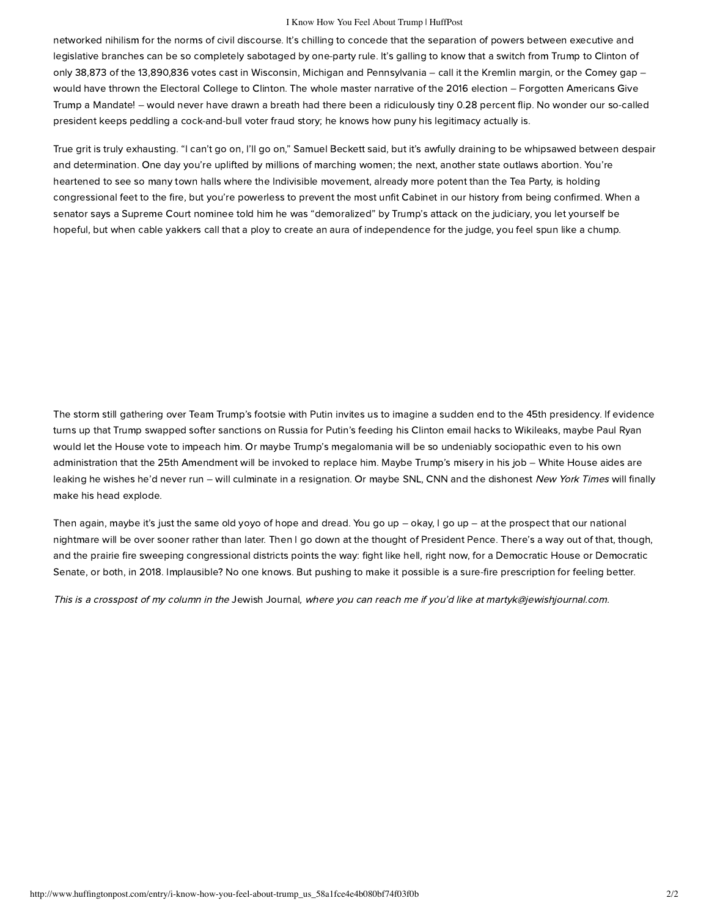networked nihilism for the norms of civil discourse. It's chilling to concede that the separation of powers between executive and legislative branches can be so completely sabotaged by one-party rule. It's galling to know that a switch from Trump to Clinton of only 38,873 of the 13,890,836 votes cast in Wisconsin, Michigan and Pennsylvania – call it the Kremlin margin, or the Comey gap – would have thrown the Electoral College to Clinton. The whole master narrative of the 2016 election – Forgotten Americans Give Trump a Mandate! – would never have drawn a breath had there been a ridiculously tiny 0.28 percent flip. No wonder our so-called president keeps peddling a cock-and-bull voter fraud story; he knows how puny his legitimacy actually is.

True grit is truly exhausting. "I can't go on, I'll go on," Samuel Beckett said, but it's awfully draining to be whipsawed between despair and determination. One day you're uplifted by millions of marching women; the next, another state outlaws abortion. You're heartened to see so many town halls where the Indivisible movement, already more potent than the Tea Party, is holding congressional feet to the fire, but you're powerless to prevent the most unfit Cabinet in our history from being confirmed. When a senator says a Supreme Court nominee told him he was "demoralized" by Trump's attack on the judiciary, you let yourself be hopeful, but when cable yakkers call that a ploy to create an aura of independence for the judge, you feel spun like a chump.

The storm still gathering over Team Trump's footsie with Putin invites us to imagine a sudden end to the 45th presidency. If evidence turns up that Trump swapped softer sanctions on Russia for Putin's feeding his Clinton email hacks to Wikileaks, maybe Paul Ryan would let the House vote to impeach him. Or maybe Trump's megalomania will be so undeniably sociopathic even to his own administration that the 25th Amendment will be invoked to replace him. Maybe Trump's misery in his job – White House aides are leaking he wishes he'd never run – will culminate in a resignation. Or maybe SNL, CNN and the dishonest *New York Times* will finally make his head explode.

Then again, maybe it's just the same old yoyo of hope and dread. You go up – okay, I go up – at the prospect that our national nightmare will be over sooner rather than later. Then I go down at the thought of President Pence. There's a way out of that, though, and the prairie fire sweeping congressional districts points the way: fight like hell, right now, for a Democratic House or Democratic Senate, or both, in 2018. Implausible? No one knows. But pushing to make it possible is a sure-fire prescription for feeling better.

*This is a crosspost of my column in the* Jewish Journal*, where you can reach me if you'd like at martyk@jewishjournal.com.*